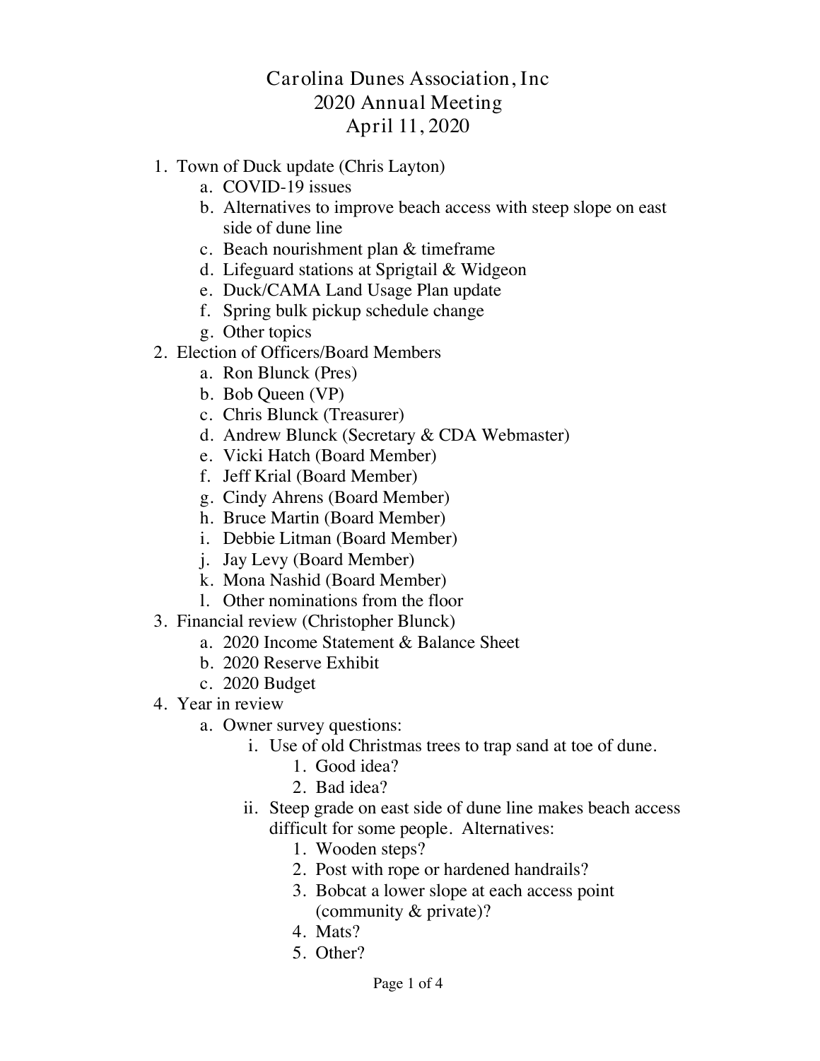# Carolina Dunes Association, Inc
## 2020 Annual Meeting
## April 11, 2020

1. Town of Duck update (Chris Layton)
   a. COVID-19 issues
   b. Alternatives to improve beach access with steep slope on east side of dune line
   c. Beach nourishment plan & timeframe
   d. Lifeguard stations at Sprigtail & Widgeon
   e. Duck/CAMA Land Usage Plan update
   f. Spring bulk pickup schedule change
   g. Other topics
2. Election of Officers/Board Members
   a. Ron Blunck (Pres)
   b. Bob Queen (VP)
   c. Chris Blunck (Treasurer)
   d. Andrew Blunck (Secretary & CDA Webmaster)
   e. Vicki Hatch (Board Member)
   f. Jeff Krial (Board Member)
   g. Cindy Ahrens (Board Member)
   h. Bruce Martin (Board Member)
   i. Debbie Litman (Board Member)
   j. Jay Levy (Board Member)
   k. Mona Nashid (Board Member)
   l. Other nominations from the floor
3. Financial review (Christopher Blunck)
   a. 2020 Income Statement & Balance Sheet
   b. 2020 Reserve Exhibit
   c. 2020 Budget
4. Year in review
   a. Owner survey questions:
      i. Use of old Christmas trees to trap sand at toe of dune.
         1. Good idea?
         2. Bad idea?
      ii. Steep grade on east side of dune line makes beach access difficult for some people. Alternatives:
         1. Wooden steps?
         2. Post with rope or hardened handrails?
         3. Bobcat a lower slope at each access point (community & private)?
         4. Mats?
         5. Other?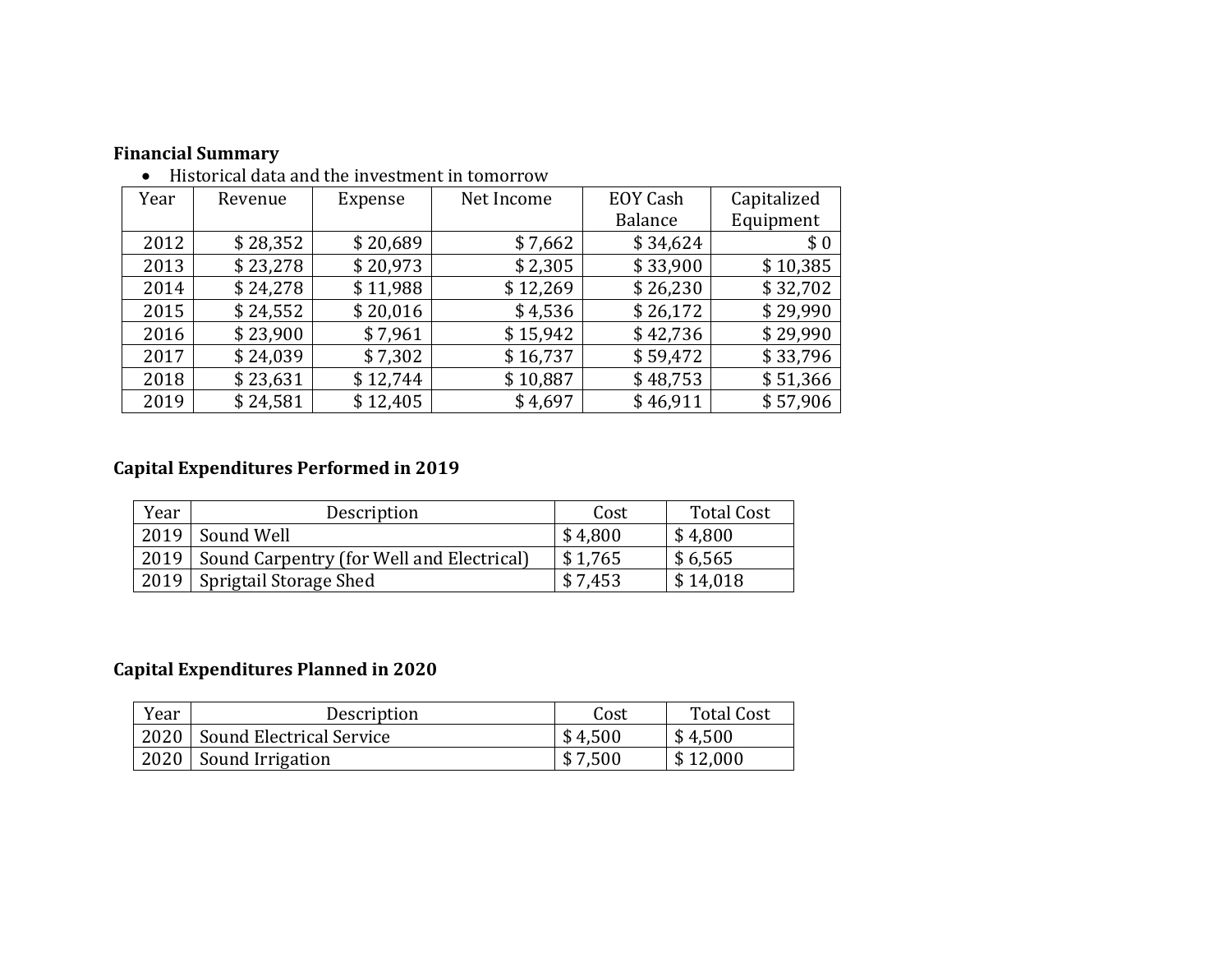**Financial Summary**

- Historical data and the investment in tomorrow

| Year | Revenue | Expense | Net Income | EOY Cash Balance | Capitalized Equipment |
|---|---|---|---|---|---|
| 2012 | $ 28,352 | $ 20,689 | $ 7,662 | $ 34,624 | $ 0 |
| 2013 | $ 23,278 | $ 20,973 | $ 2,305 | $ 33,900 | $ 10,385 |
| 2014 | $ 24,278 | $ 11,988 | $ 12,269 | $ 26,230 | $ 32,702 |
| 2015 | $ 24,552 | $ 20,016 | $ 4,536 | $ 26,172 | $ 29,990 |
| 2016 | $ 23,900 | $ 7,961 | $ 15,942 | $ 42,736 | $ 29,990 |
| 2017 | $ 24,039 | $ 7,302 | $ 16,737 | $ 59,472 | $ 33,796 |
| 2018 | $ 23,631 | $ 12,744 | $ 10,887 | $ 48,753 | $ 51,366 |
| 2019 | $ 24,581 | $ 12,405 | $ 4,697 | $ 46,911 | $ 57,906 |

**Capital Expenditures Performed in 2019**

| Year | Description | Cost | Total Cost |
|---|---|---|---|
| 2019 | Sound Well | $ 4,800 | $ 4,800 |
| 2019 | Sound Carpentry (for Well and Electrical) | $ 1,765 | $ 6,565 |
| 2019 | Sprigtail Storage Shed | $ 7,453 | $ 14,018 |

**Capital Expenditures Planned in 2020**

| Year | Description | Cost | Total Cost |
|---|---|---|---|
| 2020 | Sound Electrical Service | $ 4,500 | $ 4,500 |
| 2020 | Sound Irrigation | $ 7,500 | $ 12,000 |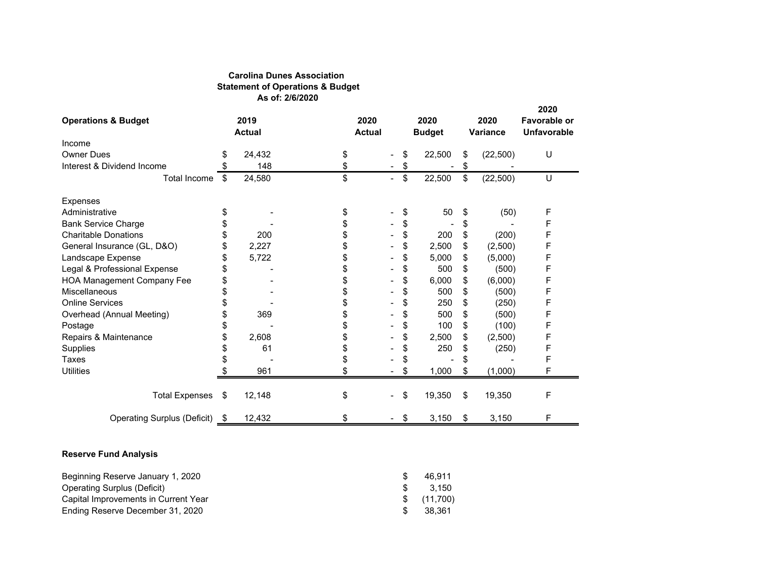**Carolina Dunes Association**
**Statement of Operations & Budget**
**As of: 2/6/2020**

| **Operations & Budget** | **2019 Actual** | **2020 Actual** | **2020 Budget** | **2020 Variance** | **2020 Favorable or Unfavorable** |
|---|---|---|---|---|---|
| Income | | | | | |
| Owner Dues | $ 24,432 | $ - | $ 22,500 | $ (22,500) | U |
| Interest & Dividend Income | $ 148 | $ - | $ - | $ - | |
| Total Income | $ 24,580 | $ - | $ 22,500 | $ (22,500) | U |
| | | | | | |
| Expenses | | | | | |
| Administrative | $ - | $ - | $ 50 | $ (50) | F |
| Bank Service Charge | $ - | $ - | $ - | $ - | F |
| Charitable Donations | $ 200 | $ - | $ 200 | $ (200) | F |
| General Insurance (GL, D&O) | $ 2,227 | $ - | $ 2,500 | $ (2,500) | F |
| Landscape Expense | $ 5,722 | $ - | $ 5,000 | $ (5,000) | F |
| Legal & Professional Expense | $ - | $ - | $ 500 | $ (500) | F |
| HOA Management Company Fee | $ - | $ - | $ 6,000 | $ (6,000) | F |
| Miscellaneous | $ - | $ - | $ 500 | $ (500) | F |
| Online Services | $ - | $ - | $ 250 | $ (250) | F |
| Overhead (Annual Meeting) | $ 369 | $ - | $ 500 | $ (500) | F |
| Postage | $ - | $ - | $ 100 | $ (100) | F |
| Repairs & Maintenance | $ 2,608 | $ - | $ 2,500 | $ (2,500) | F |
| Supplies | $ 61 | $ - | $ 250 | $ (250) | F |
| Taxes | $ - | $ - | $ - | $ - | F |
| Utilities | $ 961 | $ - | $ 1,000 | $ (1,000) | F |
| | | | | | |
| Total Expenses | $ 12,148 | $ - | $ 19,350 | $ 19,350 | F |
| | | | | | |
| Operating Surplus (Deficit) | $ 12,432 | $ - | $ 3,150 | $ 3,150 | F |

**Reserve Fund Analysis**

| | |
|---|---|
| Beginning Reserve January 1, 2020 | $ 46,911 |
| Operating Surplus (Deficit) | $ 3,150 |
| Capital Improvements in Current Year | $ (11,700) |
| Ending Reserve December 31, 2020 | $ 38,361 |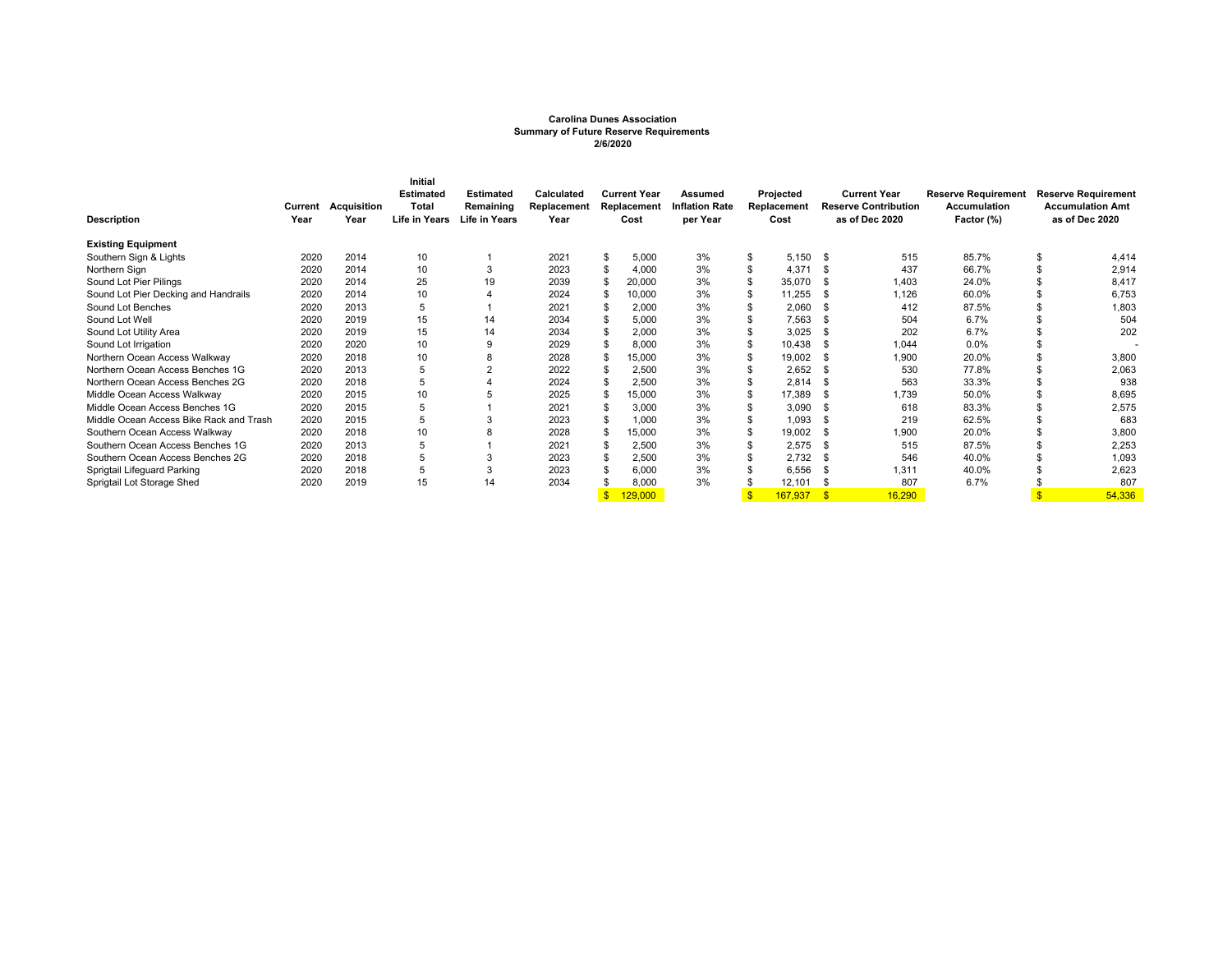**Carolina Dunes Association**
**Summary of Future Reserve Requirements**
**2/6/2020**

| Description | Current Year | Acquisition Year | Initial Estimated Total Life in Years | Estimated Remaining Life in Years | Calculated Replacement Year | Current Year Replacement Cost | Assumed Inflation Rate per Year | Projected Replacement Cost | Current Year Reserve Contribution as of Dec 2020 | Reserve Requirement Accumulation Factor (%) | Reserve Requirement Accumulation Amt as of Dec 2020 |
|---|---|---|---|---|---|---|---|---|---|---|---|
| **Existing Equipment** | | | | | | | | | | | |
| Southern Sign & Lights | 2020 | 2014 | 10 | 1 | 2021 | $ 5,000 | 3% | $ 5,150 | $ 515 | 85.7% | $ 4,414 |
| Northern Sign | 2020 | 2014 | 10 | 3 | 2023 | $ 4,000 | 3% | $ 4,371 | $ 437 | 66.7% | $ 2,914 |
| Sound Lot Pier Pilings | 2020 | 2014 | 25 | 19 | 2039 | $ 20,000 | 3% | $ 35,070 | $ 1,403 | 24.0% | $ 8,417 |
| Sound Lot Pier Decking and Handrails | 2020 | 2014 | 10 | 4 | 2024 | $ 10,000 | 3% | $ 11,255 | $ 1,126 | 60.0% | $ 6,753 |
| Sound Lot Benches | 2020 | 2013 | 5 | 1 | 2021 | $ 2,000 | 3% | $ 2,060 | $ 412 | 87.5% | $ 1,803 |
| Sound Lot Well | 2020 | 2019 | 15 | 14 | 2034 | $ 5,000 | 3% | $ 7,563 | $ 504 | 6.7% | $ 504 |
| Sound Lot Utility Area | 2020 | 2019 | 15 | 14 | 2034 | $ 2,000 | 3% | $ 3,025 | $ 202 | 6.7% | $ 202 |
| Sound Lot Irrigation | 2020 | 2020 | 10 | 9 | 2029 | $ 8,000 | 3% | $ 10,438 | $ 1,044 | 0.0% | $ - |
| Northern Ocean Access Walkway | 2020 | 2018 | 10 | 8 | 2028 | $ 15,000 | 3% | $ 19,002 | $ 1,900 | 20.0% | $ 3,800 |
| Northern Ocean Access Benches 1G | 2020 | 2013 | 5 | 2 | 2022 | $ 2,500 | 3% | $ 2,652 | $ 530 | 77.8% | $ 2,063 |
| Northern Ocean Access Benches 2G | 2020 | 2018 | 5 | 4 | 2024 | $ 2,500 | 3% | $ 2,814 | $ 563 | 33.3% | $ 938 |
| Middle Ocean Access Walkway | 2020 | 2015 | 10 | 5 | 2025 | $ 15,000 | 3% | $ 17,389 | $ 1,739 | 50.0% | $ 8,695 |
| Middle Ocean Access Benches 1G | 2020 | 2015 | 5 | 1 | 2021 | $ 3,000 | 3% | $ 3,090 | $ 618 | 83.3% | $ 2,575 |
| Middle Ocean Access Bike Rack and Trash | 2020 | 2015 | 5 | 3 | 2023 | $ 1,000 | 3% | $ 1,093 | $ 219 | 62.5% | $ 683 |
| Southern Ocean Access Walkway | 2020 | 2018 | 10 | 8 | 2028 | $ 15,000 | 3% | $ 19,002 | $ 1,900 | 20.0% | $ 3,800 |
| Southern Ocean Access Benches 1G | 2020 | 2013 | 5 | 1 | 2021 | $ 2,500 | 3% | $ 2,575 | $ 515 | 87.5% | $ 2,253 |
| Southern Ocean Access Benches 2G | 2020 | 2018 | 5 | 3 | 2023 | $ 2,500 | 3% | $ 2,732 | $ 546 | 40.0% | $ 1,093 |
| Sprigtail Lifeguard Parking | 2020 | 2018 | 5 | 3 | 2023 | $ 6,000 | 3% | $ 6,556 | $ 1,311 | 40.0% | $ 2,623 |
| Sprigtail Lot Storage Shed | 2020 | 2019 | 15 | 14 | 2034 | $ 8,000 | 3% | $ 12,101 | $ 807 | 6.7% | $ 807 |
| | | | | | | $ 129,000 | | $ 167,937 | $ 16,290 | | $ 54,336 |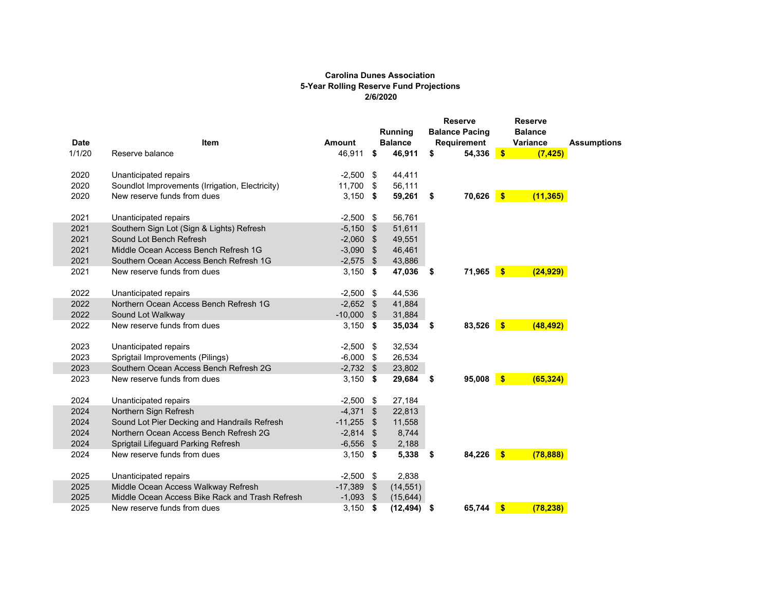**Carolina Dunes Association**
**5-Year Rolling Reserve Fund Projections**
**2/6/2020**

| Date | Item | Amount | Running Balance | Reserve Balance Pacing Requirement | Reserve Balance Variance | Assumptions |
|---|---|---|---|---|---|---|
| 1/1/20 | Reserve balance | 46,911 | **$ 46,911** | **$ 54,336** | **$ (7,425)** | |
| | | | | | | |
| 2020 | Unanticipated repairs | -2,500 | $ 44,411 | | | |
| 2020 | Soundlot Improvements (Irrigation, Electricity) | 11,700 | $ 56,111 | | | |
| 2020 | New reserve funds from dues | 3,150 | **$ 59,261** | **$ 70,626** | **$ (11,365)** | |
| | | | | | | |
| 2021 | Unanticipated repairs | -2,500 | $ 56,761 | | | |
| 2021 | Southern Sign Lot (Sign & Lights) Refresh | -5,150 | $ 51,611 | | | |
| 2021 | Sound Lot Bench Refresh | -2,060 | $ 49,551 | | | |
| 2021 | Middle Ocean Access Bench Refresh 1G | -3,090 | $ 46,461 | | | |
| 2021 | Southern Ocean Access Bench Refresh 1G | -2,575 | $ 43,886 | | | |
| 2021 | New reserve funds from dues | 3,150 | **$ 47,036** | **$ 71,965** | **$ (24,929)** | |
| | | | | | | |
| 2022 | Unanticipated repairs | -2,500 | $ 44,536 | | | |
| 2022 | Northern Ocean Access Bench Refresh 1G | -2,652 | $ 41,884 | | | |
| 2022 | Sound Lot Walkway | -10,000 | $ 31,884 | | | |
| 2022 | New reserve funds from dues | 3,150 | **$ 35,034** | **$ 83,526** | **$ (48,492)** | |
| | | | | | | |
| 2023 | Unanticipated repairs | -2,500 | $ 32,534 | | | |
| 2023 | Sprigtail Improvements (Pilings) | -6,000 | $ 26,534 | | | |
| 2023 | Southern Ocean Access Bench Refresh 2G | -2,732 | $ 23,802 | | | |
| 2023 | New reserve funds from dues | 3,150 | **$ 29,684** | **$ 95,008** | **$ (65,324)** | |
| | | | | | | |
| 2024 | Unanticipated repairs | -2,500 | $ 27,184 | | | |
| 2024 | Northern Sign Refresh | -4,371 | $ 22,813 | | | |
| 2024 | Sound Lot Pier Decking and Handrails Refresh | -11,255 | $ 11,558 | | | |
| 2024 | Northern Ocean Access Bench Refresh 2G | -2,814 | $ 8,744 | | | |
| 2024 | Sprigtail Lifeguard Parking Refresh | -6,556 | $ 2,188 | | | |
| 2024 | New reserve funds from dues | 3,150 | **$ 5,338** | **$ 84,226** | **$ (78,888)** | |
| | | | | | | |
| 2025 | Unanticipated repairs | -2,500 | $ 2,838 | | | |
| 2025 | Middle Ocean Access Walkway Refresh | -17,389 | $ (14,551) | | | |
| 2025 | Middle Ocean Access Bike Rack and Trash Refresh | -1,093 | $ (15,644) | | | |
| 2025 | New reserve funds from dues | 3,150 | **$ (12,494)** | **$ 65,744** | **$ (78,238)** | |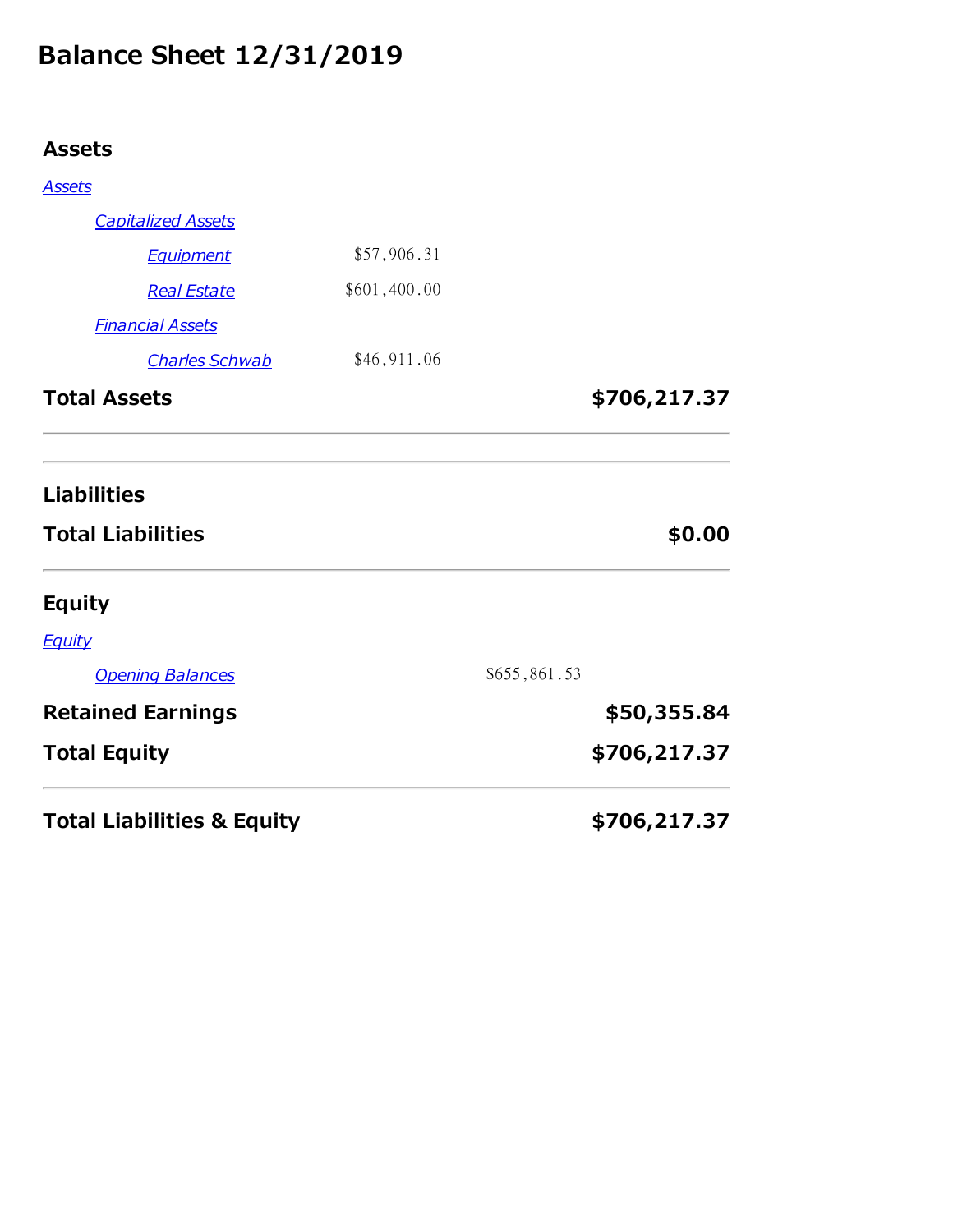# Balance Sheet 12/31/2019

## Assets

*Assets*

| | | |
|---|---|---|
| *Capitalized Assets* | | |
| *Equipment* | $57,906.31 | |
| *Real Estate* | $601,400.00 | |
| *Financial Assets* | | |
| *Charles Schwab* | $46,911.06 | |
| **Total Assets** | | **$706,217.37** |

---

---

## Liabilities

| | |
|---|---|
| **Total Liabilities** | **$0.00** |

---

## Equity

*Equity*

| | | |
|---|---|---|
| *Opening Balances* | $655,861.53 | |
| **Retained Earnings** | | **$50,355.84** |
| **Total Equity** | | **$706,217.37** |

---

| | |
|---|---|
| **Total Liabilities & Equity** | **$706,217.37** |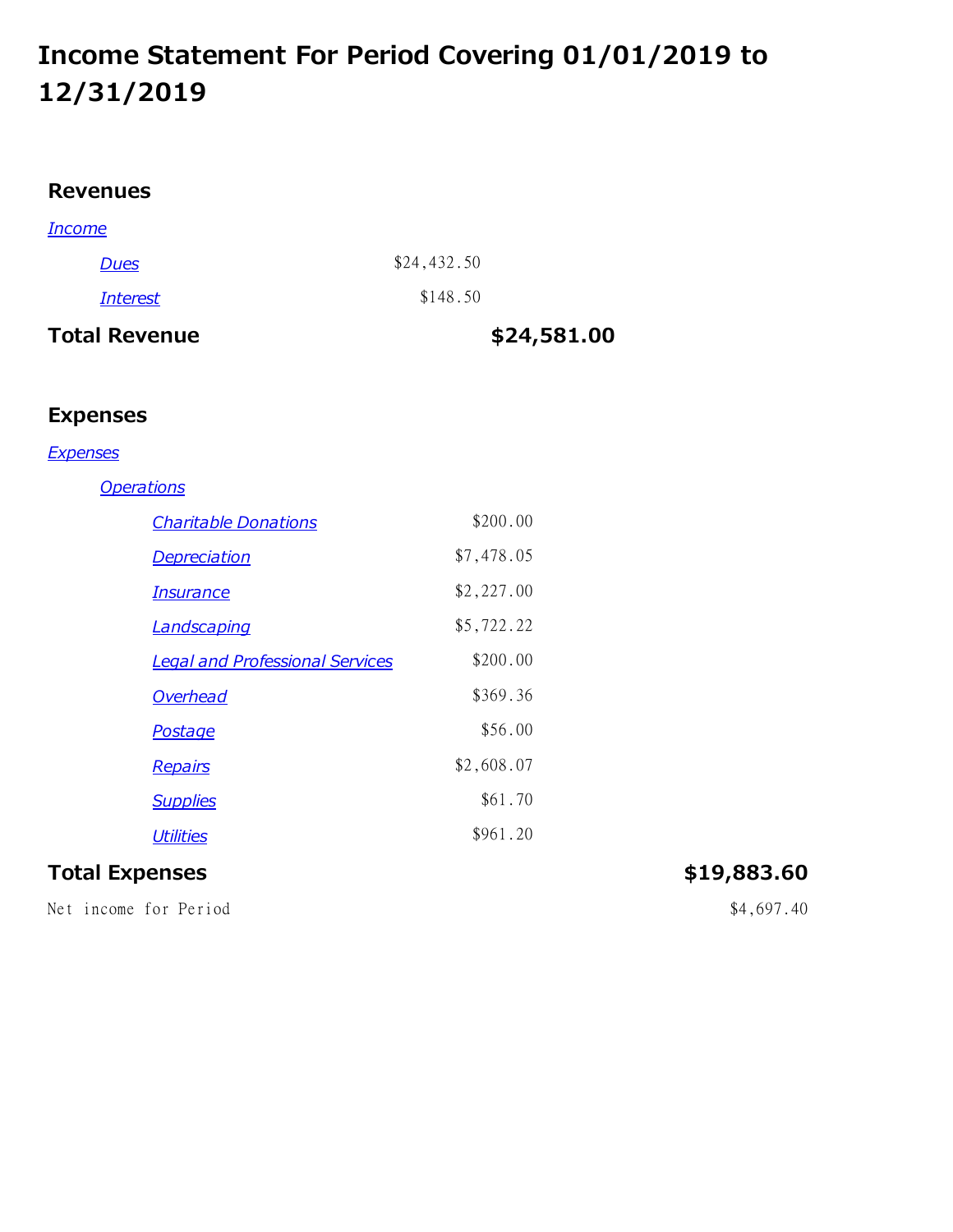# Income Statement For Period Covering 01/01/2019 to 12/31/2019

## Revenues

| | | |
|---|---|---|
| *Income* | | |
| *Dues* | $24,432.50 | |
| *Interest* | $148.50 | |
| **Total Revenue** | | **$24,581.00** |

## Expenses

| | | |
|---|---|---|
| *Expenses* | | |
| *Operations* | | |
| *Charitable Donations* | $200.00 | |
| *Depreciation* | $7,478.05 | |
| *Insurance* | $2,227.00 | |
| *Landscaping* | $5,722.22 | |
| *Legal and Professional Services* | $200.00 | |
| *Overhead* | $369.36 | |
| *Postage* | $56.00 | |
| *Repairs* | $2,608.07 | |
| *Supplies* | $61.70 | |
| *Utilities* | $961.20 | |
| **Total Expenses** | | **$19,883.60** |
| Net income for Period | | $4,697.40 |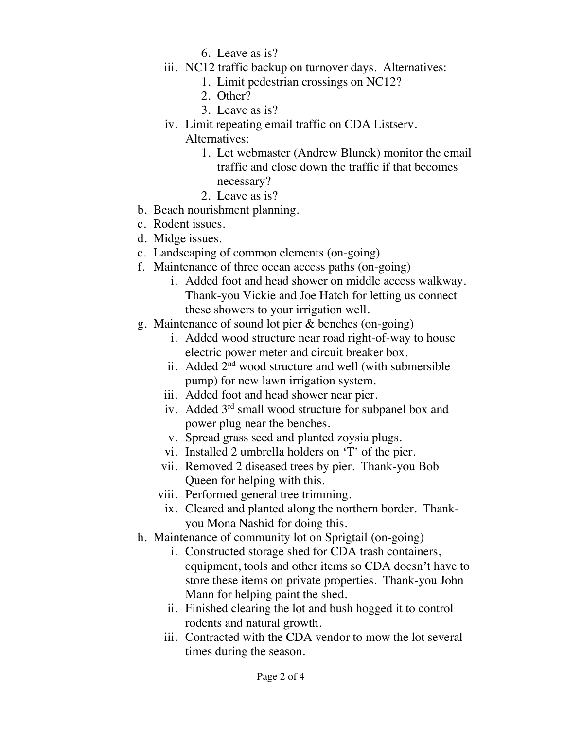6. Leave as is?
      iii. NC12 traffic backup on turnover days. Alternatives:
            1. Limit pedestrian crossings on NC12?
            2. Other?
            3. Leave as is?
      iv. Limit repeating email traffic on CDA Listserv. Alternatives:
            1. Let webmaster (Andrew Blunck) monitor the email traffic and close down the traffic if that becomes necessary?
            2. Leave as is?

b. Beach nourishment planning.
c. Rodent issues.
d. Midge issues.
e. Landscaping of common elements (on-going)
f. Maintenance of three ocean access paths (on-going)
   i. Added foot and head shower on middle access walkway. Thank-you Vickie and Joe Hatch for letting us connect these showers to your irrigation well.
g. Maintenance of sound lot pier & benches (on-going)
   i. Added wood structure near road right-of-way to house electric power meter and circuit breaker box.
   ii. Added 2nd wood structure and well (with submersible pump) for new lawn irrigation system.
   iii. Added foot and head shower near pier.
   iv. Added 3rd small wood structure for subpanel box and power plug near the benches.
   v. Spread grass seed and planted zoysia plugs.
   vi. Installed 2 umbrella holders on 'T' of the pier.
   vii. Removed 2 diseased trees by pier. Thank-you Bob Queen for helping with this.
   viii. Performed general tree trimming.
   ix. Cleared and planted along the northern border. Thank-you Mona Nashid for doing this.
h. Maintenance of community lot on Sprigtail (on-going)
   i. Constructed storage shed for CDA trash containers, equipment, tools and other items so CDA doesn't have to store these items on private properties. Thank-you John Mann for helping paint the shed.
   ii. Finished clearing the lot and bush hogged it to control rodents and natural growth.
   iii. Contracted with the CDA vendor to mow the lot several times during the season.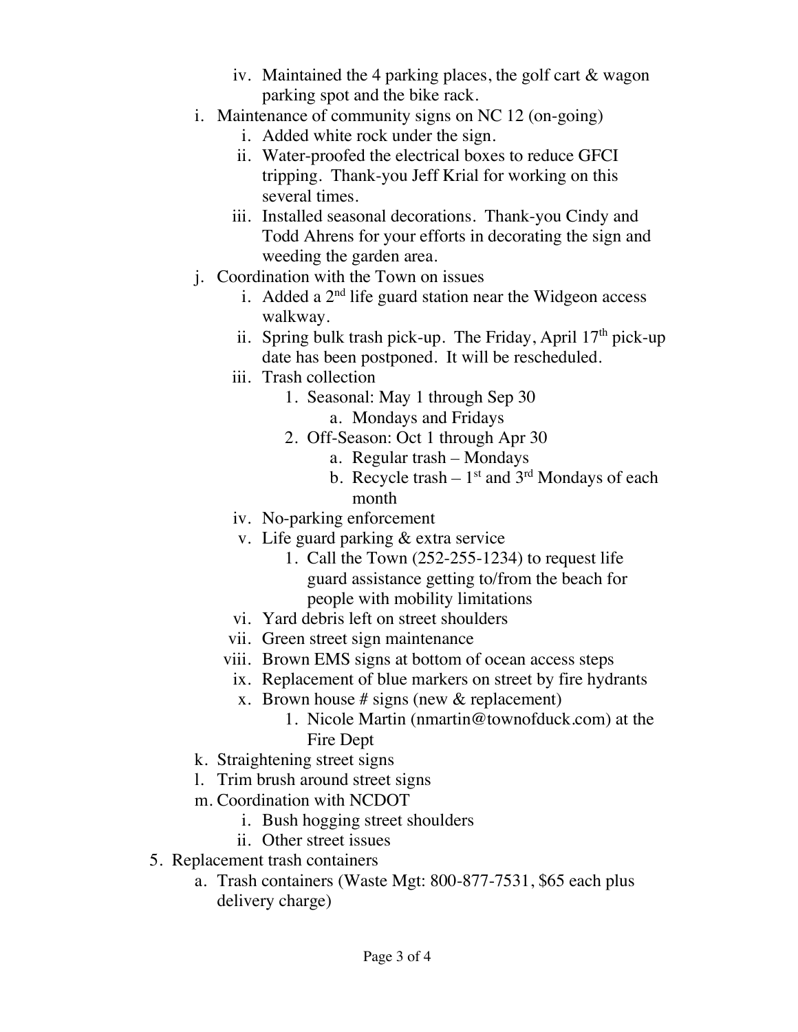iv. Maintained the 4 parking places, the golf cart & wagon parking spot and the bike rack.

   i. Maintenance of community signs on NC 12 (on-going)
      i. Added white rock under the sign.
      ii. Water-proofed the electrical boxes to reduce GFCI tripping. Thank-you Jeff Krial for working on this several times.
      iii. Installed seasonal decorations. Thank-you Cindy and Todd Ahrens for your efforts in decorating the sign and weeding the garden area.
   j. Coordination with the Town on issues
      i. Added a 2nd life guard station near the Widgeon access walkway.
      ii. Spring bulk trash pick-up. The Friday, April 17th pick-up date has been postponed. It will be rescheduled.
      iii. Trash collection
         1. Seasonal: May 1 through Sep 30
            a. Mondays and Fridays
         2. Off-Season: Oct 1 through Apr 30
            a. Regular trash – Mondays
            b. Recycle trash – 1st and 3rd Mondays of each month
      iv. No-parking enforcement
      v. Life guard parking & extra service
         1. Call the Town (252-255-1234) to request life guard assistance getting to/from the beach for people with mobility limitations
      vi. Yard debris left on street shoulders
      vii. Green street sign maintenance
      viii. Brown EMS signs at bottom of ocean access steps
      ix. Replacement of blue markers on street by fire hydrants
      x. Brown house # signs (new & replacement)
         1. Nicole Martin (nmartin@townofduck.com) at the Fire Dept
   k. Straightening street signs
   l. Trim brush around street signs
   m. Coordination with NCDOT
      i. Bush hogging street shoulders
      ii. Other street issues

5. Replacement trash containers
   a. Trash containers (Waste Mgt: 800-877-7531, $65 each plus delivery charge)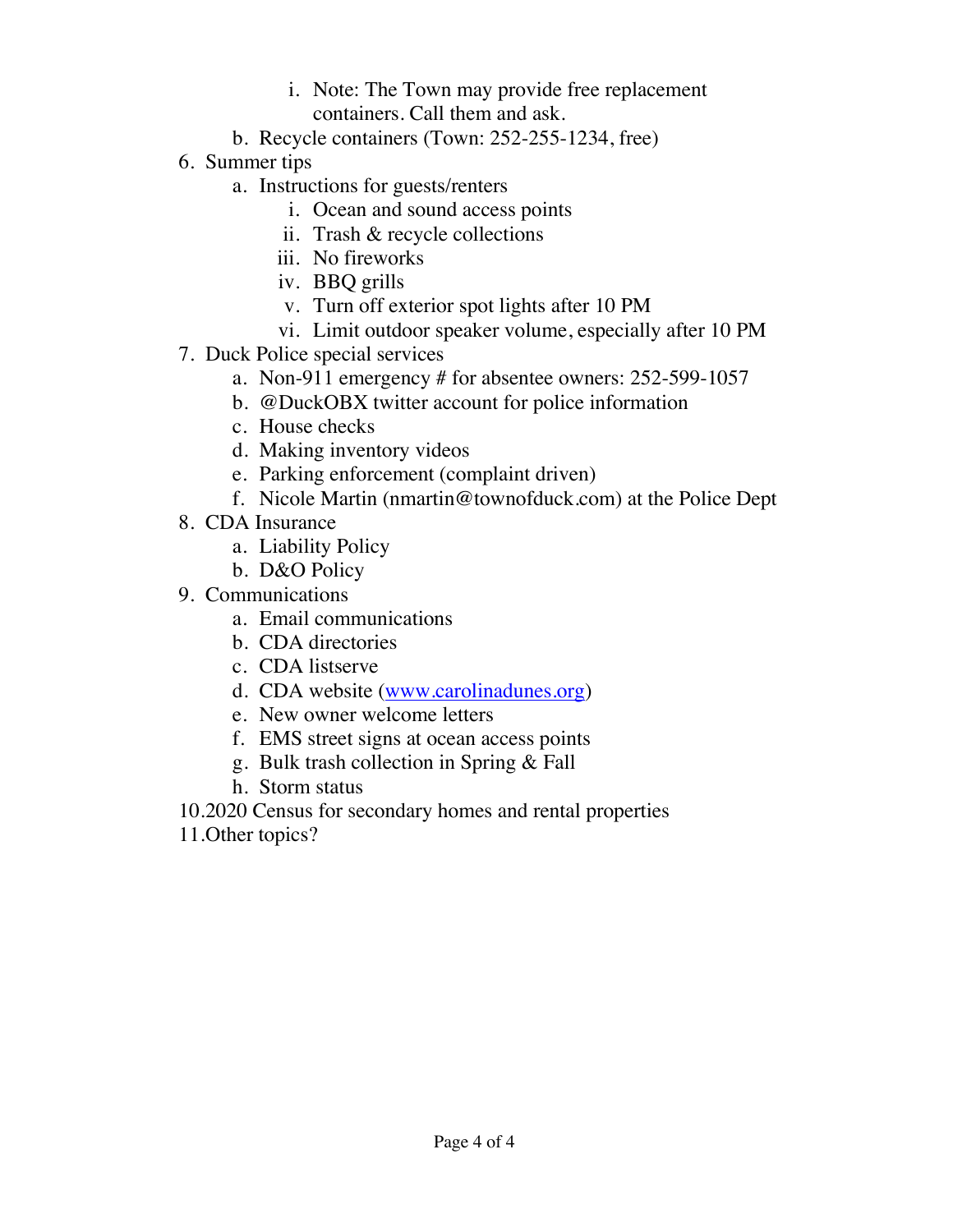i. Note: The Town may provide free replacement containers. Call them and ask.
   b. Recycle containers (Town: 252-255-1234, free)
6. Summer tips
   a. Instructions for guests/renters
      i. Ocean and sound access points
      ii. Trash & recycle collections
      iii. No fireworks
      iv. BBQ grills
      v. Turn off exterior spot lights after 10 PM
      vi. Limit outdoor speaker volume, especially after 10 PM
7. Duck Police special services
   a. Non-911 emergency # for absentee owners: 252-599-1057
   b. @DuckOBX twitter account for police information
   c. House checks
   d. Making inventory videos
   e. Parking enforcement (complaint driven)
   f. Nicole Martin (nmartin@townofduck.com) at the Police Dept
8. CDA Insurance
   a. Liability Policy
   b. D&O Policy
9. Communications
   a. Email communications
   b. CDA directories
   c. CDA listserve
   d. CDA website (www.carolinadunes.org)
   e. New owner welcome letters
   f. EMS street signs at ocean access points
   g. Bulk trash collection in Spring & Fall
   h. Storm status
10. 2020 Census for secondary homes and rental properties
11. Other topics?